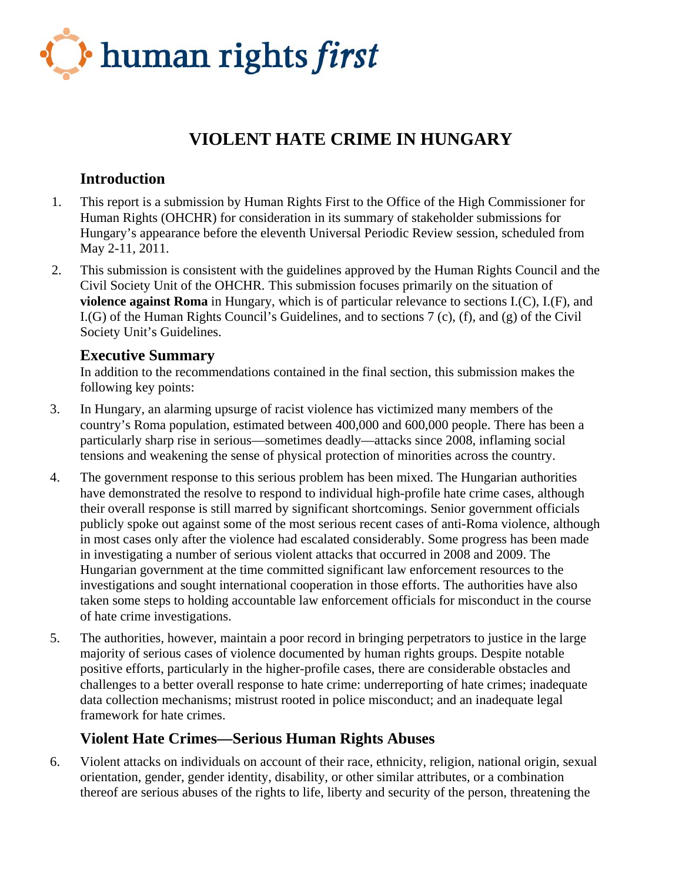human rights first

# VIOLENT HATE CRIME IN HUNGARY

## Introduction

1. This report is a submission by Human Rights First to the Office of the High Commissioner for Human Rights (OHCHR) for consideration in its summary of stakeholder submissions for Hungary's appearance before the eleventh Universal Periodic Review session, scheduled from May 2-11, 2011.

2. This submission is consistent with the guidelines approved by the Human Rights Council and the Civil Society Unit of the OHCHR. This submission focuses primarily on the situation of **violence against Roma** in Hungary, which is of particular relevance to sections I.(C), I.(F), and I.(G) of the Human Rights Council's Guidelines, and to sections 7 (c), (f), and (g) of the Civil Society Unit's Guidelines.

## Executive Summary

In addition to the recommendations contained in the final section, this submission makes the following key points:

3. In Hungary, an alarming upsurge of racist violence has victimized many members of the country's Roma population, estimated between 400,000 and 600,000 people. There has been a particularly sharp rise in serious—sometimes deadly—attacks since 2008, inflaming social tensions and weakening the sense of physical protection of minorities across the country.

4. The government response to this serious problem has been mixed. The Hungarian authorities have demonstrated the resolve to respond to individual high-profile hate crime cases, although their overall response is still marred by significant shortcomings. Senior government officials publicly spoke out against some of the most serious recent cases of anti-Roma violence, although in most cases only after the violence had escalated considerably. Some progress has been made in investigating a number of serious violent attacks that occurred in 2008 and 2009. The Hungarian government at the time committed significant law enforcement resources to the investigations and sought international cooperation in those efforts. The authorities have also taken some steps to holding accountable law enforcement officials for misconduct in the course of hate crime investigations.

5. The authorities, however, maintain a poor record in bringing perpetrators to justice in the large majority of serious cases of violence documented by human rights groups. Despite notable positive efforts, particularly in the higher-profile cases, there are considerable obstacles and challenges to a better overall response to hate crime: underreporting of hate crimes; inadequate data collection mechanisms; mistrust rooted in police misconduct; and an inadequate legal framework for hate crimes.

## Violent Hate Crimes—Serious Human Rights Abuses

6. Violent attacks on individuals on account of their race, ethnicity, religion, national origin, sexual orientation, gender, gender identity, disability, or other similar attributes, or a combination thereof are serious abuses of the rights to life, liberty and security of the person, threatening the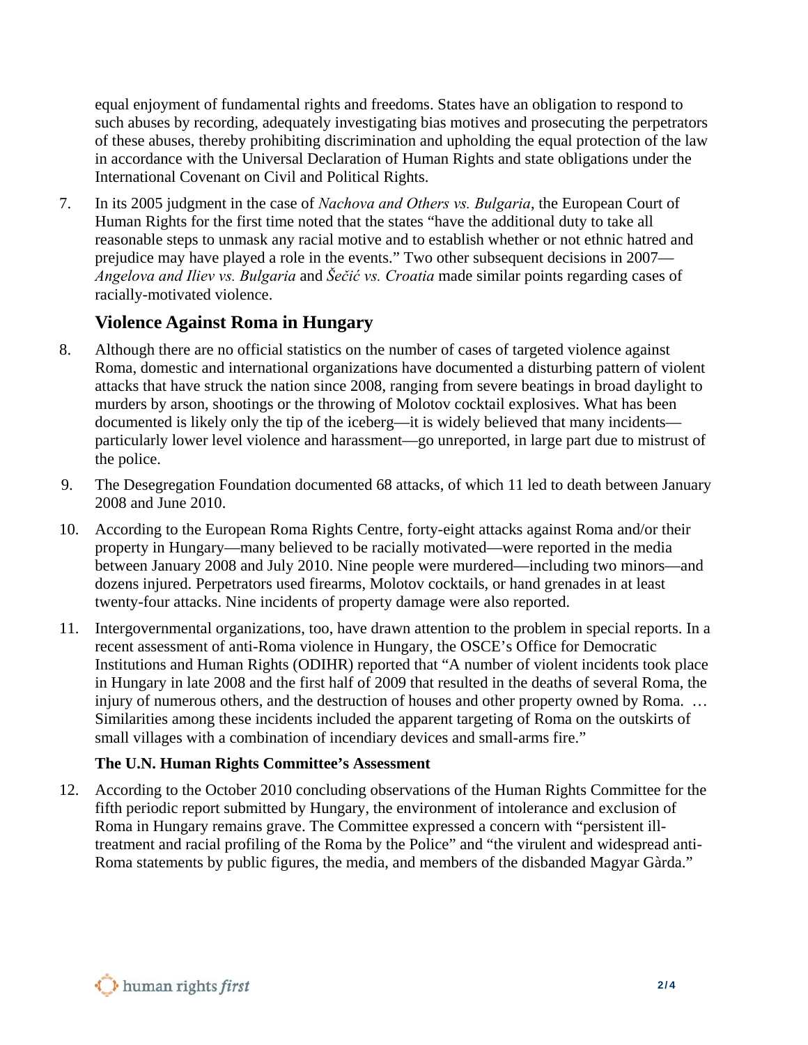equal enjoyment of fundamental rights and freedoms. States have an obligation to respond to such abuses by recording, adequately investigating bias motives and prosecuting the perpetrators of these abuses, thereby prohibiting discrimination and upholding the equal protection of the law in accordance with the Universal Declaration of Human Rights and state obligations under the International Covenant on Civil and Political Rights.

7. In its 2005 judgment in the case of *Nachova and Others vs. Bulgaria*, the European Court of Human Rights for the first time noted that the states "have the additional duty to take all reasonable steps to unmask any racial motive and to establish whether or not ethnic hatred and prejudice may have played a role in the events." Two other subsequent decisions in 2007—*Angelova and Iliev vs. Bulgaria* and *Šečić vs. Croatia* made similar points regarding cases of racially-motivated violence.

## Violence Against Roma in Hungary

8. Although there are no official statistics on the number of cases of targeted violence against Roma, domestic and international organizations have documented a disturbing pattern of violent attacks that have struck the nation since 2008, ranging from severe beatings in broad daylight to murders by arson, shootings or the throwing of Molotov cocktail explosives. What has been documented is likely only the tip of the iceberg—it is widely believed that many incidents—particularly lower level violence and harassment—go unreported, in large part due to mistrust of the police.

9. The Desegregation Foundation documented 68 attacks, of which 11 led to death between January 2008 and June 2010.

10. According to the European Roma Rights Centre, forty-eight attacks against Roma and/or their property in Hungary—many believed to be racially motivated—were reported in the media between January 2008 and July 2010. Nine people were murdered—including two minors—and dozens injured. Perpetrators used firearms, Molotov cocktails, or hand grenades in at least twenty-four attacks. Nine incidents of property damage were also reported.

11. Intergovernmental organizations, too, have drawn attention to the problem in special reports. In a recent assessment of anti-Roma violence in Hungary, the OSCE's Office for Democratic Institutions and Human Rights (ODIHR) reported that "A number of violent incidents took place in Hungary in late 2008 and the first half of 2009 that resulted in the deaths of several Roma, the injury of numerous others, and the destruction of houses and other property owned by Roma. … Similarities among these incidents included the apparent targeting of Roma on the outskirts of small villages with a combination of incendiary devices and small-arms fire."

### The U.N. Human Rights Committee's Assessment

12. According to the October 2010 concluding observations of the Human Rights Committee for the fifth periodic report submitted by Hungary, the environment of intolerance and exclusion of Roma in Hungary remains grave. The Committee expressed a concern with "persistent ill-treatment and racial profiling of the Roma by the Police" and "the virulent and widespread anti-Roma statements by public figures, the media, and members of the disbanded Magyar Gàrda."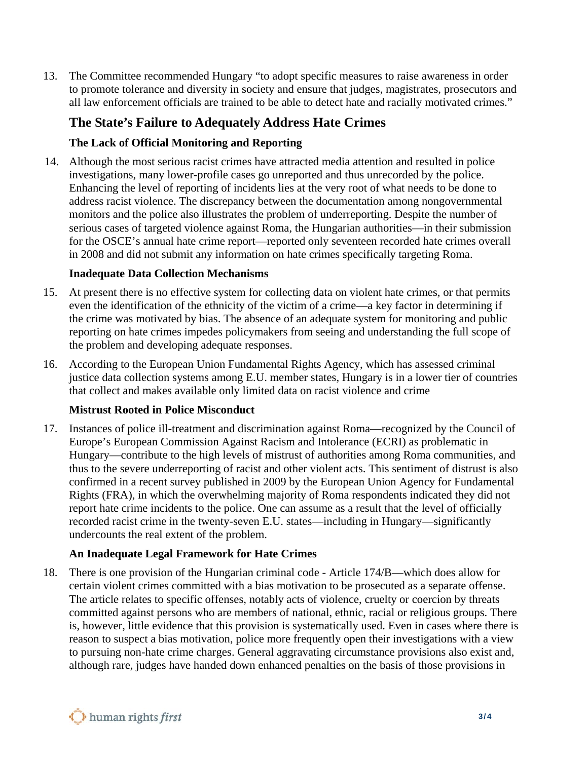13. The Committee recommended Hungary "to adopt specific measures to raise awareness in order to promote tolerance and diversity in society and ensure that judges, magistrates, prosecutors and all law enforcement officials are trained to be able to detect hate and racially motivated crimes."

## The State's Failure to Adequately Address Hate Crimes

### The Lack of Official Monitoring and Reporting

14. Although the most serious racist crimes have attracted media attention and resulted in police investigations, many lower-profile cases go unreported and thus unrecorded by the police. Enhancing the level of reporting of incidents lies at the very root of what needs to be done to address racist violence. The discrepancy between the documentation among nongovernmental monitors and the police also illustrates the problem of underreporting. Despite the number of serious cases of targeted violence against Roma, the Hungarian authorities—in their submission for the OSCE's annual hate crime report—reported only seventeen recorded hate crimes overall in 2008 and did not submit any information on hate crimes specifically targeting Roma.

### Inadequate Data Collection Mechanisms

15. At present there is no effective system for collecting data on violent hate crimes, or that permits even the identification of the ethnicity of the victim of a crime—a key factor in determining if the crime was motivated by bias. The absence of an adequate system for monitoring and public reporting on hate crimes impedes policymakers from seeing and understanding the full scope of the problem and developing adequate responses.

16. According to the European Union Fundamental Rights Agency, which has assessed criminal justice data collection systems among E.U. member states, Hungary is in a lower tier of countries that collect and makes available only limited data on racist violence and crime

### Mistrust Rooted in Police Misconduct

17. Instances of police ill-treatment and discrimination against Roma—recognized by the Council of Europe's European Commission Against Racism and Intolerance (ECRI) as problematic in Hungary—contribute to the high levels of mistrust of authorities among Roma communities, and thus to the severe underreporting of racist and other violent acts. This sentiment of distrust is also confirmed in a recent survey published in 2009 by the European Union Agency for Fundamental Rights (FRA), in which the overwhelming majority of Roma respondents indicated they did not report hate crime incidents to the police. One can assume as a result that the level of officially recorded racist crime in the twenty-seven E.U. states—including in Hungary—significantly undercounts the real extent of the problem.

### An Inadequate Legal Framework for Hate Crimes

18. There is one provision of the Hungarian criminal code - Article 174/B—which does allow for certain violent crimes committed with a bias motivation to be prosecuted as a separate offense. The article relates to specific offenses, notably acts of violence, cruelty or coercion by threats committed against persons who are members of national, ethnic, racial or religious groups. There is, however, little evidence that this provision is systematically used. Even in cases where there is reason to suspect a bias motivation, police more frequently open their investigations with a view to pursuing non-hate crime charges. General aggravating circumstance provisions also exist and, although rare, judges have handed down enhanced penalties on the basis of those provisions in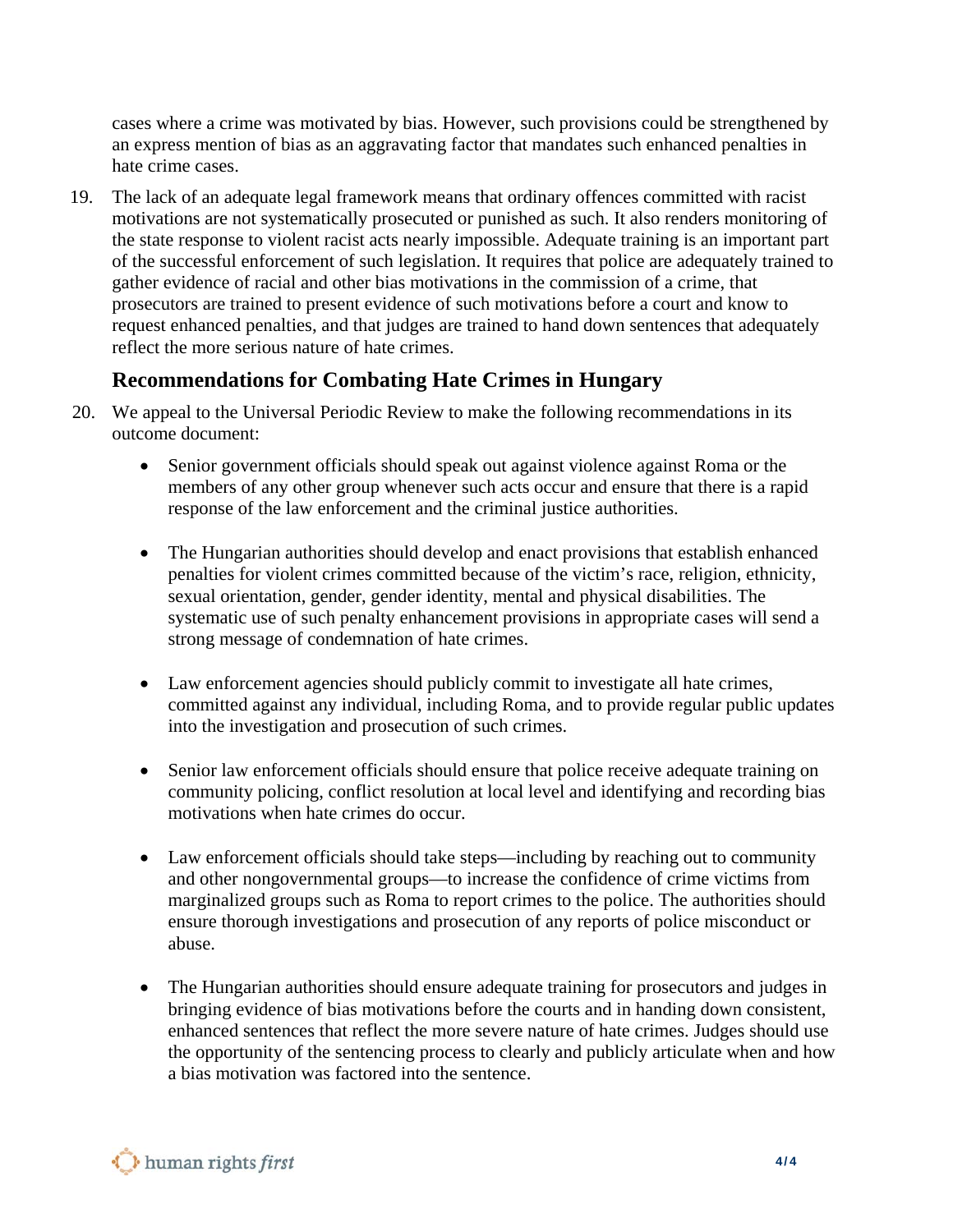cases where a crime was motivated by bias. However, such provisions could be strengthened by an express mention of bias as an aggravating factor that mandates such enhanced penalties in hate crime cases.

19. The lack of an adequate legal framework means that ordinary offences committed with racist motivations are not systematically prosecuted or punished as such. It also renders monitoring of the state response to violent racist acts nearly impossible. Adequate training is an important part of the successful enforcement of such legislation. It requires that police are adequately trained to gather evidence of racial and other bias motivations in the commission of a crime, that prosecutors are trained to present evidence of such motivations before a court and know to request enhanced penalties, and that judges are trained to hand down sentences that adequately reflect the more serious nature of hate crimes.

## Recommendations for Combating Hate Crimes in Hungary

20. We appeal to the Universal Periodic Review to make the following recommendations in its outcome document:

    - Senior government officials should speak out against violence against Roma or the members of any other group whenever such acts occur and ensure that there is a rapid response of the law enforcement and the criminal justice authorities.

    - The Hungarian authorities should develop and enact provisions that establish enhanced penalties for violent crimes committed because of the victim's race, religion, ethnicity, sexual orientation, gender, gender identity, mental and physical disabilities. The systematic use of such penalty enhancement provisions in appropriate cases will send a strong message of condemnation of hate crimes.

    - Law enforcement agencies should publicly commit to investigate all hate crimes, committed against any individual, including Roma, and to provide regular public updates into the investigation and prosecution of such crimes.

    - Senior law enforcement officials should ensure that police receive adequate training on community policing, conflict resolution at local level and identifying and recording bias motivations when hate crimes do occur.

    - Law enforcement officials should take steps—including by reaching out to community and other nongovernmental groups—to increase the confidence of crime victims from marginalized groups such as Roma to report crimes to the police. The authorities should ensure thorough investigations and prosecution of any reports of police misconduct or abuse.

    - The Hungarian authorities should ensure adequate training for prosecutors and judges in bringing evidence of bias motivations before the courts and in handing down consistent, enhanced sentences that reflect the more severe nature of hate crimes. Judges should use the opportunity of the sentencing process to clearly and publicly articulate when and how a bias motivation was factored into the sentence.